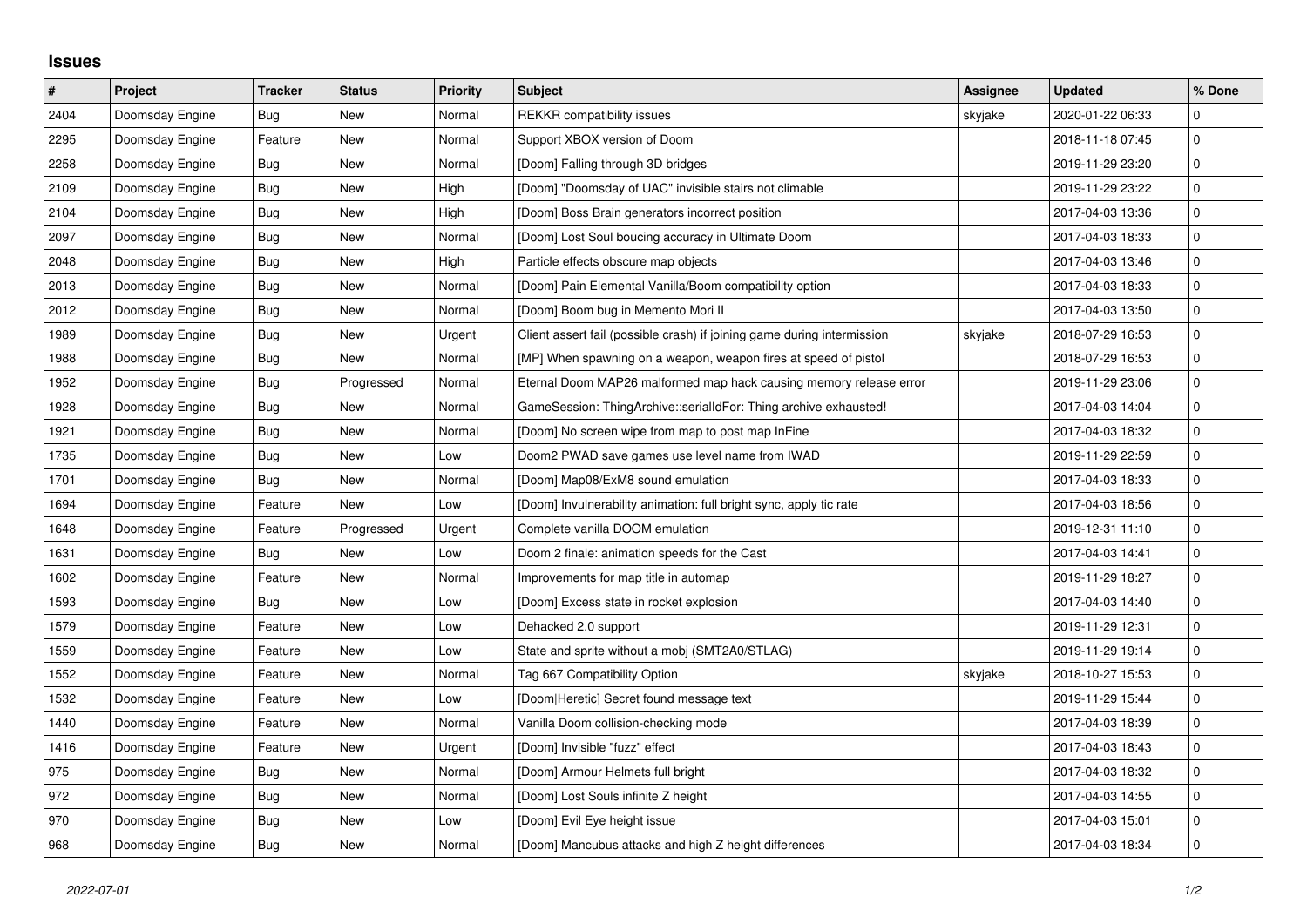## Issues

| # | Project | Tracker | Status | Priority | Subject | Assignee | Updated | % Done |
|---|---|---|---|---|---|---|---|---|
| 2404 | Doomsday Engine | Bug | New | Normal | REKKR compatibility issues | skyjake | 2020-01-22 06:33 | 0 |
| 2295 | Doomsday Engine | Feature | New | Normal | Support XBOX version of Doom | | 2018-11-18 07:45 | 0 |
| 2258 | Doomsday Engine | Bug | New | Normal | [Doom] Falling through 3D bridges | | 2019-11-29 23:20 | 0 |
| 2109 | Doomsday Engine | Bug | New | High | [Doom] "Doomsday of UAC" invisible stairs not climable | | 2019-11-29 23:22 | 0 |
| 2104 | Doomsday Engine | Bug | New | High | [Doom] Boss Brain generators incorrect position | | 2017-04-03 13:36 | 0 |
| 2097 | Doomsday Engine | Bug | New | Normal | [Doom] Lost Soul boucing accuracy in Ultimate Doom | | 2017-04-03 18:33 | 0 |
| 2048 | Doomsday Engine | Bug | New | High | Particle effects obscure map objects | | 2017-04-03 13:46 | 0 |
| 2013 | Doomsday Engine | Bug | New | Normal | [Doom] Pain Elemental Vanilla/Boom compatibility option | | 2017-04-03 18:33 | 0 |
| 2012 | Doomsday Engine | Bug | New | Normal | [Doom] Boom bug in Memento Mori II | | 2017-04-03 13:50 | 0 |
| 1989 | Doomsday Engine | Bug | New | Urgent | Client assert fail (possible crash) if joining game during intermission | skyjake | 2018-07-29 16:53 | 0 |
| 1988 | Doomsday Engine | Bug | New | Normal | [MP] When spawning on a weapon, weapon fires at speed of pistol | | 2018-07-29 16:53 | 0 |
| 1952 | Doomsday Engine | Bug | Progressed | Normal | Eternal Doom MAP26 malformed map hack causing memory release error | | 2019-11-29 23:06 | 0 |
| 1928 | Doomsday Engine | Bug | New | Normal | GameSession: ThingArchive::serialIdFor: Thing archive exhausted! | | 2017-04-03 14:04 | 0 |
| 1921 | Doomsday Engine | Bug | New | Normal | [Doom] No screen wipe from map to post map InFine | | 2017-04-03 18:32 | 0 |
| 1735 | Doomsday Engine | Bug | New | Low | Doom2 PWAD save games use level name from IWAD | | 2019-11-29 22:59 | 0 |
| 1701 | Doomsday Engine | Bug | New | Normal | [Doom] Map08/ExM8 sound emulation | | 2017-04-03 18:33 | 0 |
| 1694 | Doomsday Engine | Feature | New | Low | [Doom] Invulnerability animation: full bright sync, apply tic rate | | 2017-04-03 18:56 | 0 |
| 1648 | Doomsday Engine | Feature | Progressed | Urgent | Complete vanilla DOOM emulation | | 2019-12-31 11:10 | 0 |
| 1631 | Doomsday Engine | Bug | New | Low | Doom 2 finale: animation speeds for the Cast | | 2017-04-03 14:41 | 0 |
| 1602 | Doomsday Engine | Feature | New | Normal | Improvements for map title in automap | | 2019-11-29 18:27 | 0 |
| 1593 | Doomsday Engine | Bug | New | Low | [Doom] Excess state in rocket explosion | | 2017-04-03 14:40 | 0 |
| 1579 | Doomsday Engine | Feature | New | Low | Dehacked 2.0 support | | 2019-11-29 12:31 | 0 |
| 1559 | Doomsday Engine | Feature | New | Low | State and sprite without a mobj (SMT2A0/STLAG) | | 2019-11-29 19:14 | 0 |
| 1552 | Doomsday Engine | Feature | New | Normal | Tag 667 Compatibility Option | skyjake | 2018-10-27 15:53 | 0 |
| 1532 | Doomsday Engine | Feature | New | Low | [Doom\|Heretic] Secret found message text | | 2019-11-29 15:44 | 0 |
| 1440 | Doomsday Engine | Feature | New | Normal | Vanilla Doom collision-checking mode | | 2017-04-03 18:39 | 0 |
| 1416 | Doomsday Engine | Feature | New | Urgent | [Doom] Invisible "fuzz" effect | | 2017-04-03 18:43 | 0 |
| 975 | Doomsday Engine | Bug | New | Normal | [Doom] Armour Helmets full bright | | 2017-04-03 18:32 | 0 |
| 972 | Doomsday Engine | Bug | New | Normal | [Doom] Lost Souls infinite Z height | | 2017-04-03 14:55 | 0 |
| 970 | Doomsday Engine | Bug | New | Low | [Doom] Evil Eye height issue | | 2017-04-03 15:01 | 0 |
| 968 | Doomsday Engine | Bug | New | Normal | [Doom] Mancubus attacks and high Z height differences | | 2017-04-03 18:34 | 0 |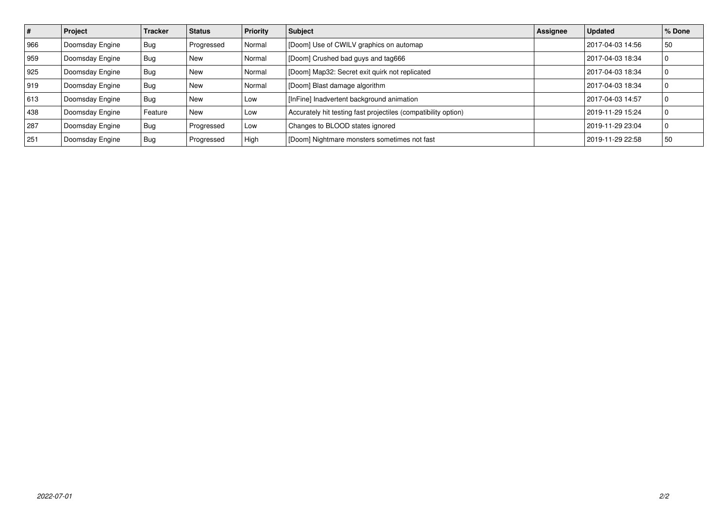| # | Project | Tracker | Status | Priority | Subject | Assignee | Updated | % Done |
|---|---|---|---|---|---|---|---|---|
| 966 | Doomsday Engine | Bug | Progressed | Normal | [Doom] Use of CWILV graphics on automap | | 2017-04-03 14:56 | 50 |
| 959 | Doomsday Engine | Bug | New | Normal | [Doom] Crushed bad guys and tag666 | | 2017-04-03 18:34 | 0 |
| 925 | Doomsday Engine | Bug | New | Normal | [Doom] Map32: Secret exit quirk not replicated | | 2017-04-03 18:34 | 0 |
| 919 | Doomsday Engine | Bug | New | Normal | [Doom] Blast damage algorithm | | 2017-04-03 18:34 | 0 |
| 613 | Doomsday Engine | Bug | New | Low | [InFine] Inadvertent background animation | | 2017-04-03 14:57 | 0 |
| 438 | Doomsday Engine | Feature | New | Low | Accurately hit testing fast projectiles (compatibility option) | | 2019-11-29 15:24 | 0 |
| 287 | Doomsday Engine | Bug | Progressed | Low | Changes to BLOOD states ignored | | 2019-11-29 23:04 | 0 |
| 251 | Doomsday Engine | Bug | Progressed | High | [Doom] Nightmare monsters sometimes not fast | | 2019-11-29 22:58 | 50 |